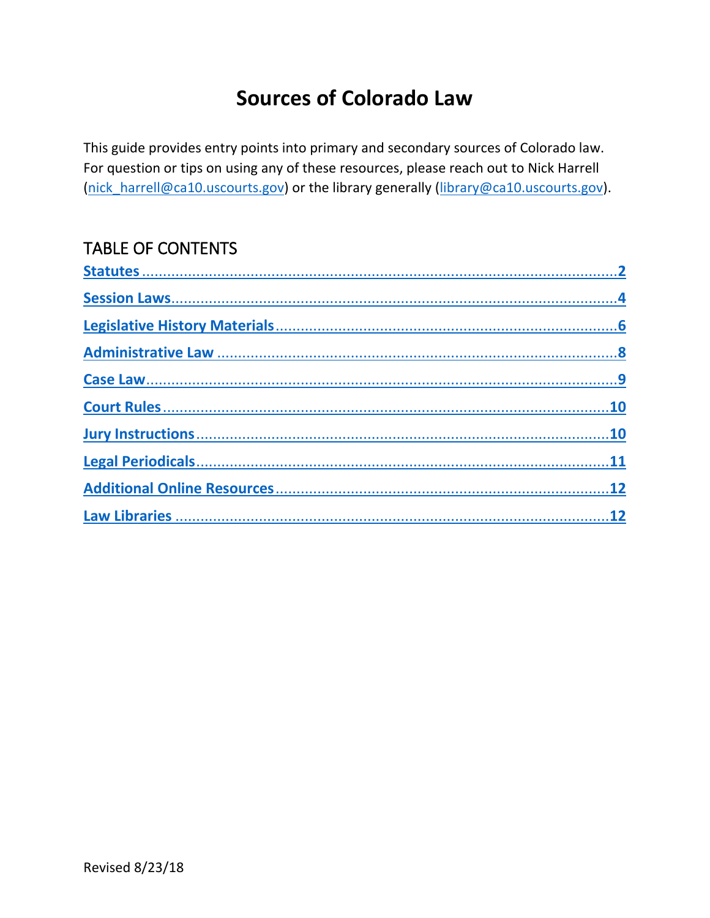# Sources of Colorado Law

This guide provides entry points into primary and secondary sources of Colorado law. For question or tips on using any of these resources, please reach out to Nick Harrell (nick_harrell@ca10.uscourts.gov) or the library generally (library@ca10.uscourts.gov).

## TABLE OF CONTENTS

| Section | Page |
|---|---|
| **Statutes** | 2 |
| **Session Laws** | 4 |
| **Legislative History Materials** | 6 |
| **Administrative Law** | 8 |
| **Case Law** | 9 |
| **Court Rules** | 10 |
| **Jury Instructions** | 10 |
| **Legal Periodicals** | 11 |
| **Additional Online Resources** | 12 |
| **Law Libraries** | 12 |

Revised 8/23/18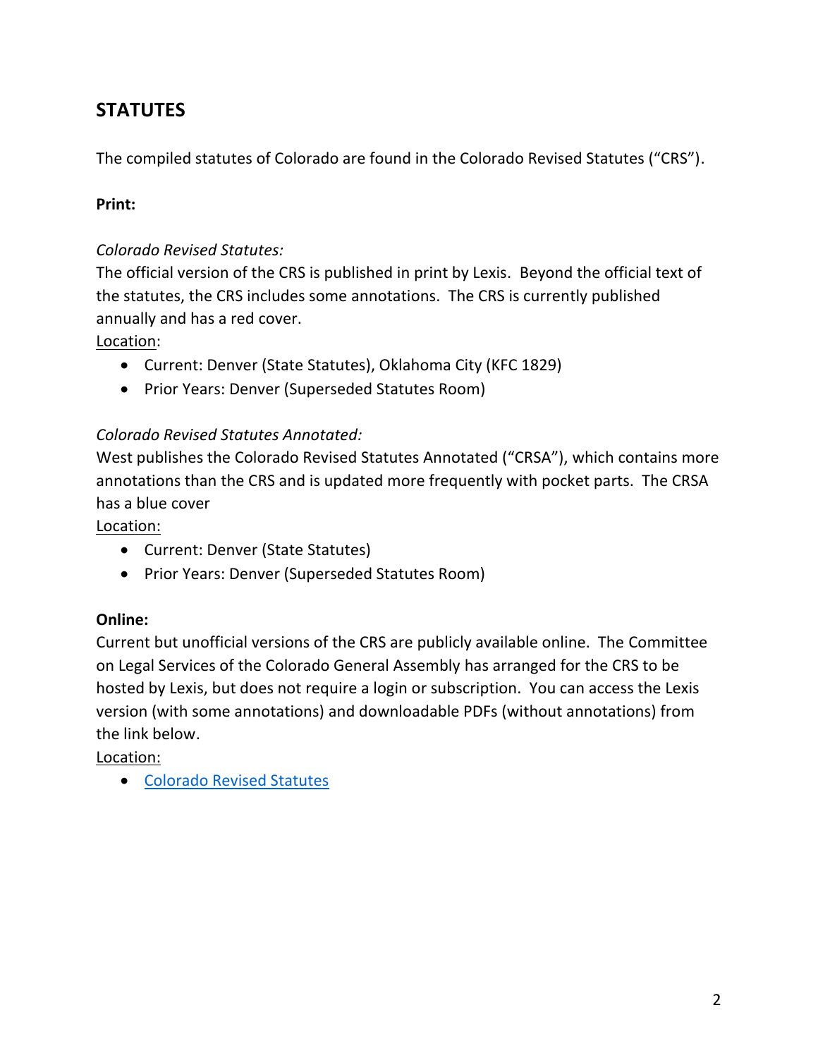## STATUTES

The compiled statutes of Colorado are found in the Colorado Revised Statutes ("CRS").

**Print:**

*Colorado Revised Statutes:*
The official version of the CRS is published in print by Lexis. Beyond the official text of the statutes, the CRS includes some annotations. The CRS is currently published annually and has a red cover.
Location:

- Current: Denver (State Statutes), Oklahoma City (KFC 1829)
- Prior Years: Denver (Superseded Statutes Room)

*Colorado Revised Statutes Annotated:*
West publishes the Colorado Revised Statutes Annotated ("CRSA"), which contains more annotations than the CRS and is updated more frequently with pocket parts. The CRSA has a blue cover
Location:

- Current: Denver (State Statutes)
- Prior Years: Denver (Superseded Statutes Room)

**Online:**
Current but unofficial versions of the CRS are publicly available online. The Committee on Legal Services of the Colorado General Assembly has arranged for the CRS to be hosted by Lexis, but does not require a login or subscription. You can access the Lexis version (with some annotations) and downloadable PDFs (without annotations) from the link below.
Location:

- Colorado Revised Statutes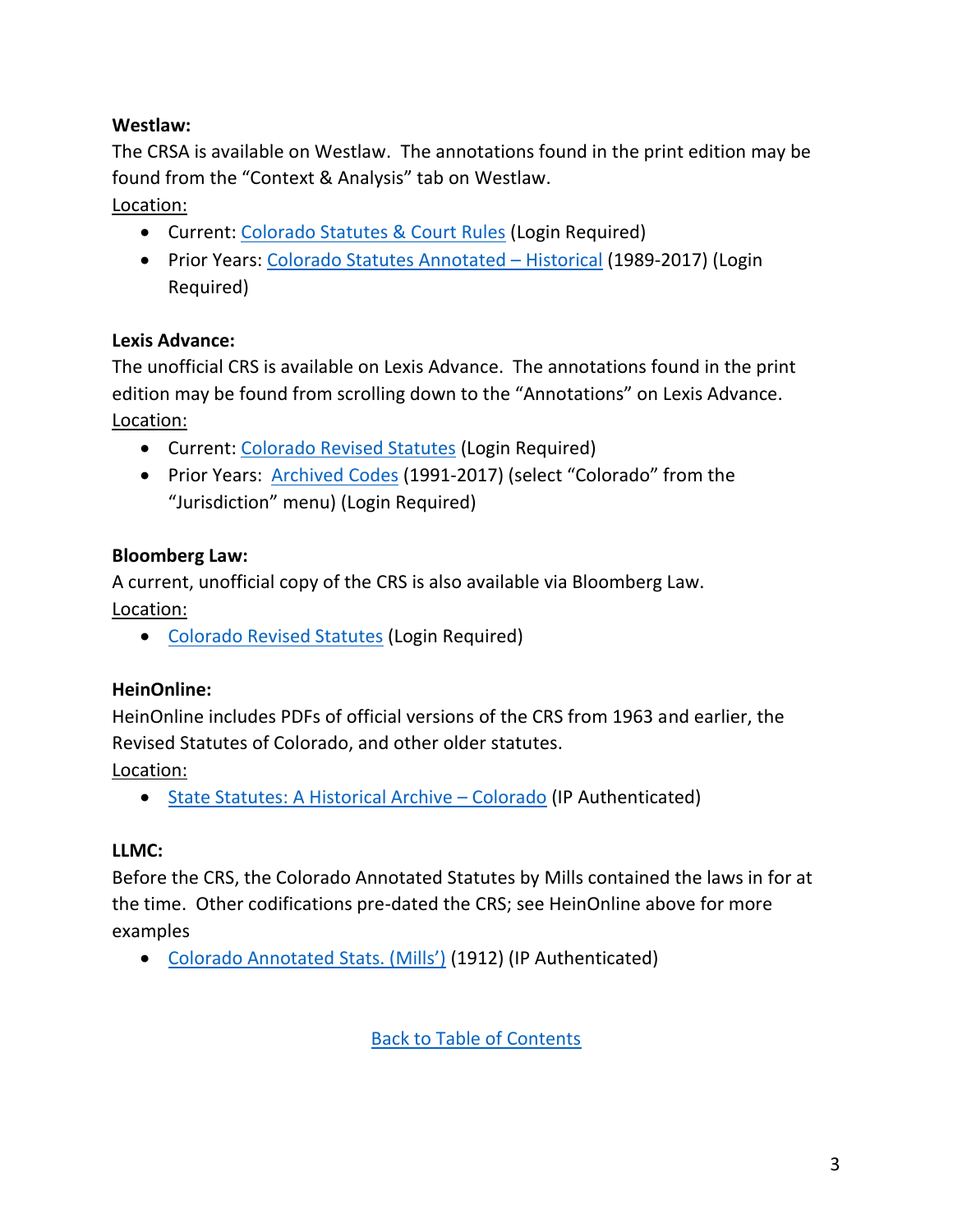**Westlaw:**

The CRSA is available on Westlaw. The annotations found in the print edition may be found from the "Context & Analysis" tab on Westlaw.

Location:

- Current: Colorado Statutes & Court Rules (Login Required)
- Prior Years: Colorado Statutes Annotated – Historical (1989-2017) (Login Required)

**Lexis Advance:**

The unofficial CRS is available on Lexis Advance. The annotations found in the print edition may be found from scrolling down to the "Annotations" on Lexis Advance.

Location:

- Current: Colorado Revised Statutes (Login Required)
- Prior Years: Archived Codes (1991-2017) (select "Colorado" from the "Jurisdiction" menu) (Login Required)

**Bloomberg Law:**

A current, unofficial copy of the CRS is also available via Bloomberg Law.

Location:

- Colorado Revised Statutes (Login Required)

**HeinOnline:**

HeinOnline includes PDFs of official versions of the CRS from 1963 and earlier, the Revised Statutes of Colorado, and other older statutes.

Location:

- State Statutes: A Historical Archive – Colorado (IP Authenticated)

**LLMC:**

Before the CRS, the Colorado Annotated Statutes by Mills contained the laws in for at the time. Other codifications pre-dated the CRS; see HeinOnline above for more examples

- Colorado Annotated Stats. (Mills') (1912) (IP Authenticated)

Back to Table of Contents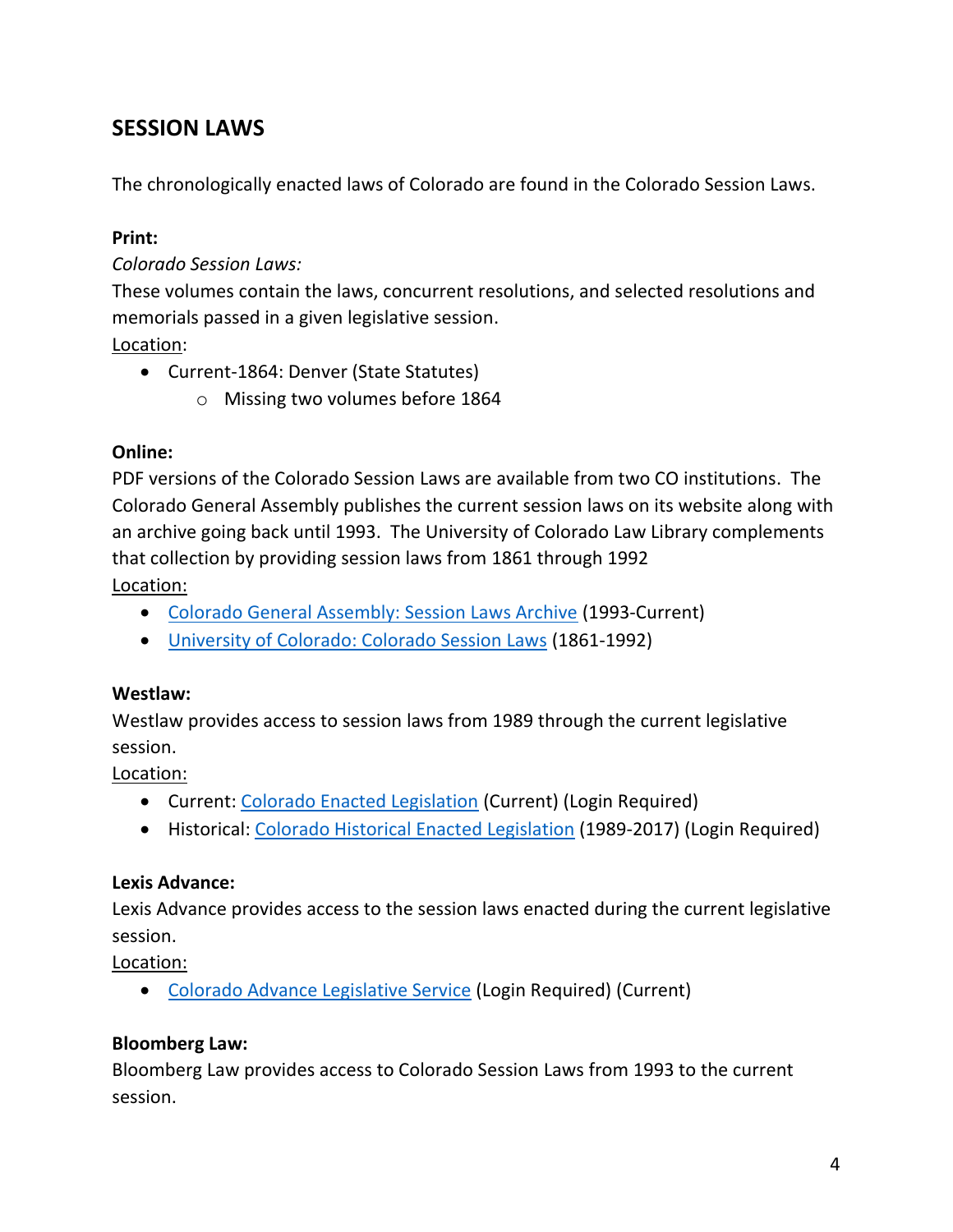## SESSION LAWS

The chronologically enacted laws of Colorado are found in the Colorado Session Laws.

**Print:**

*Colorado Session Laws:*

These volumes contain the laws, concurrent resolutions, and selected resolutions and memorials passed in a given legislative session.

Location:

- Current-1864: Denver (State Statutes)
  - Missing two volumes before 1864

**Online:**

PDF versions of the Colorado Session Laws are available from two CO institutions. The Colorado General Assembly publishes the current session laws on its website along with an archive going back until 1993. The University of Colorado Law Library complements that collection by providing session laws from 1861 through 1992

Location:

- Colorado General Assembly: Session Laws Archive (1993-Current)
- University of Colorado: Colorado Session Laws (1861-1992)

**Westlaw:**

Westlaw provides access to session laws from 1989 through the current legislative session.

Location:

- Current: Colorado Enacted Legislation (Current) (Login Required)
- Historical: Colorado Historical Enacted Legislation (1989-2017) (Login Required)

**Lexis Advance:**

Lexis Advance provides access to the session laws enacted during the current legislative session.

Location:

- Colorado Advance Legislative Service (Login Required) (Current)

**Bloomberg Law:**

Bloomberg Law provides access to Colorado Session Laws from 1993 to the current session.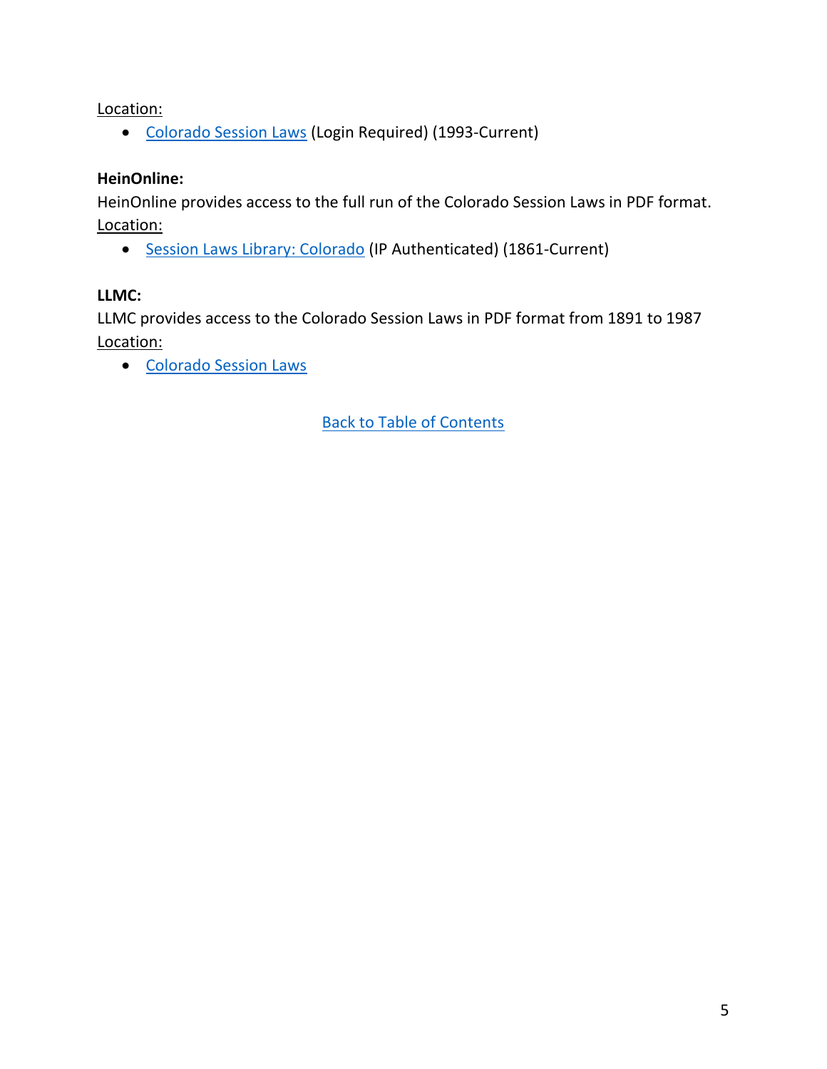Location:

- Colorado Session Laws (Login Required) (1993-Current)

**HeinOnline:**
HeinOnline provides access to the full run of the Colorado Session Laws in PDF format.
Location:

- Session Laws Library: Colorado (IP Authenticated) (1861-Current)

**LLMC:**
LLMC provides access to the Colorado Session Laws in PDF format from 1891 to 1987
Location:

- Colorado Session Laws

Back to Table of Contents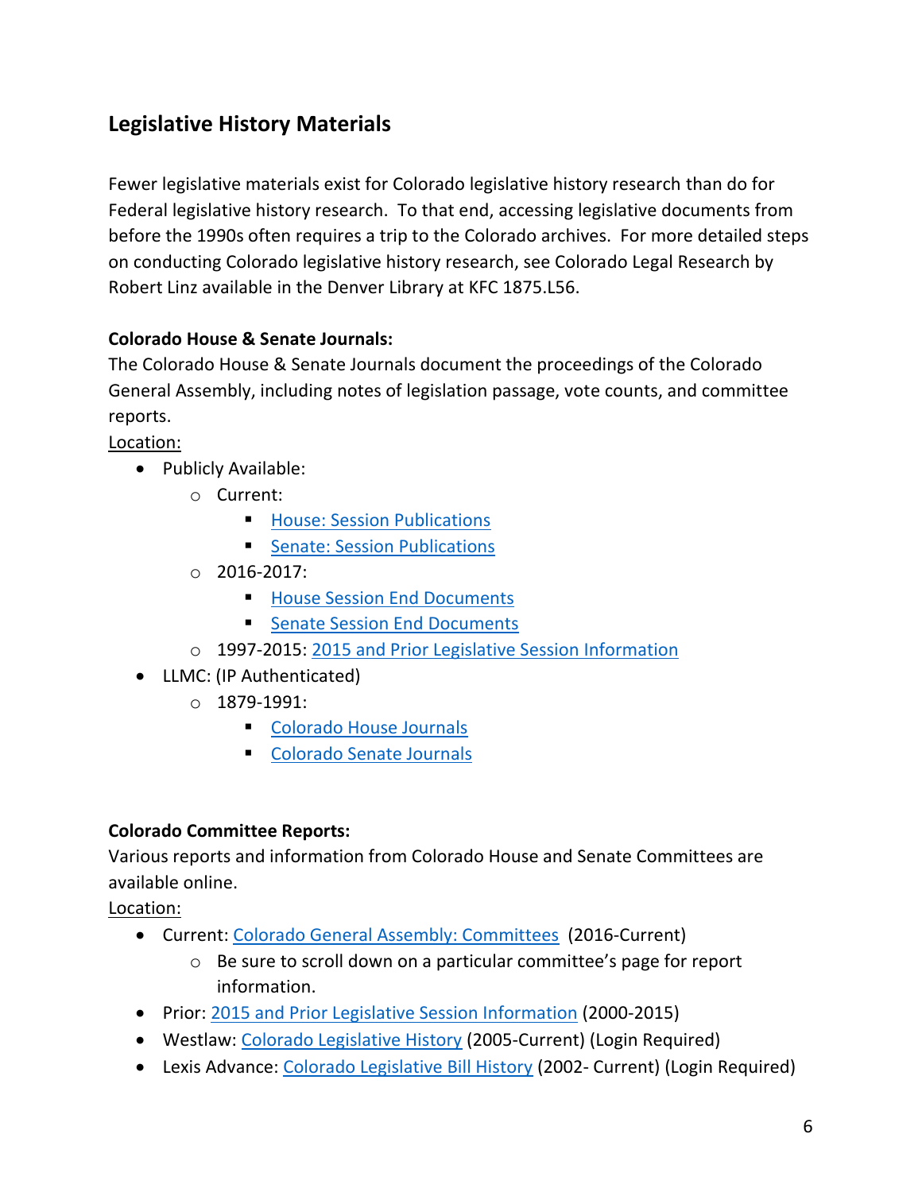## Legislative History Materials

Fewer legislative materials exist for Colorado legislative history research than do for Federal legislative history research. To that end, accessing legislative documents from before the 1990s often requires a trip to the Colorado archives. For more detailed steps on conducting Colorado legislative history research, see Colorado Legal Research by Robert Linz available in the Denver Library at KFC 1875.L56.

**Colorado House & Senate Journals:**

The Colorado House & Senate Journals document the proceedings of the Colorado General Assembly, including notes of legislation passage, vote counts, and committee reports.

Location:

- Publicly Available:
    - Current:
        - House: Session Publications
        - Senate: Session Publications
    - 2016-2017:
        - House Session End Documents
        - Senate Session End Documents
    - 1997-2015: 2015 and Prior Legislative Session Information
- LLMC: (IP Authenticated)
    - 1879-1991:
        - Colorado House Journals
        - Colorado Senate Journals

**Colorado Committee Reports:**

Various reports and information from Colorado House and Senate Committees are available online.

Location:

- Current: Colorado General Assembly: Committees (2016-Current)
    - Be sure to scroll down on a particular committee's page for report information.
- Prior: 2015 and Prior Legislative Session Information (2000-2015)
- Westlaw: Colorado Legislative History (2005-Current) (Login Required)
- Lexis Advance: Colorado Legislative Bill History (2002- Current) (Login Required)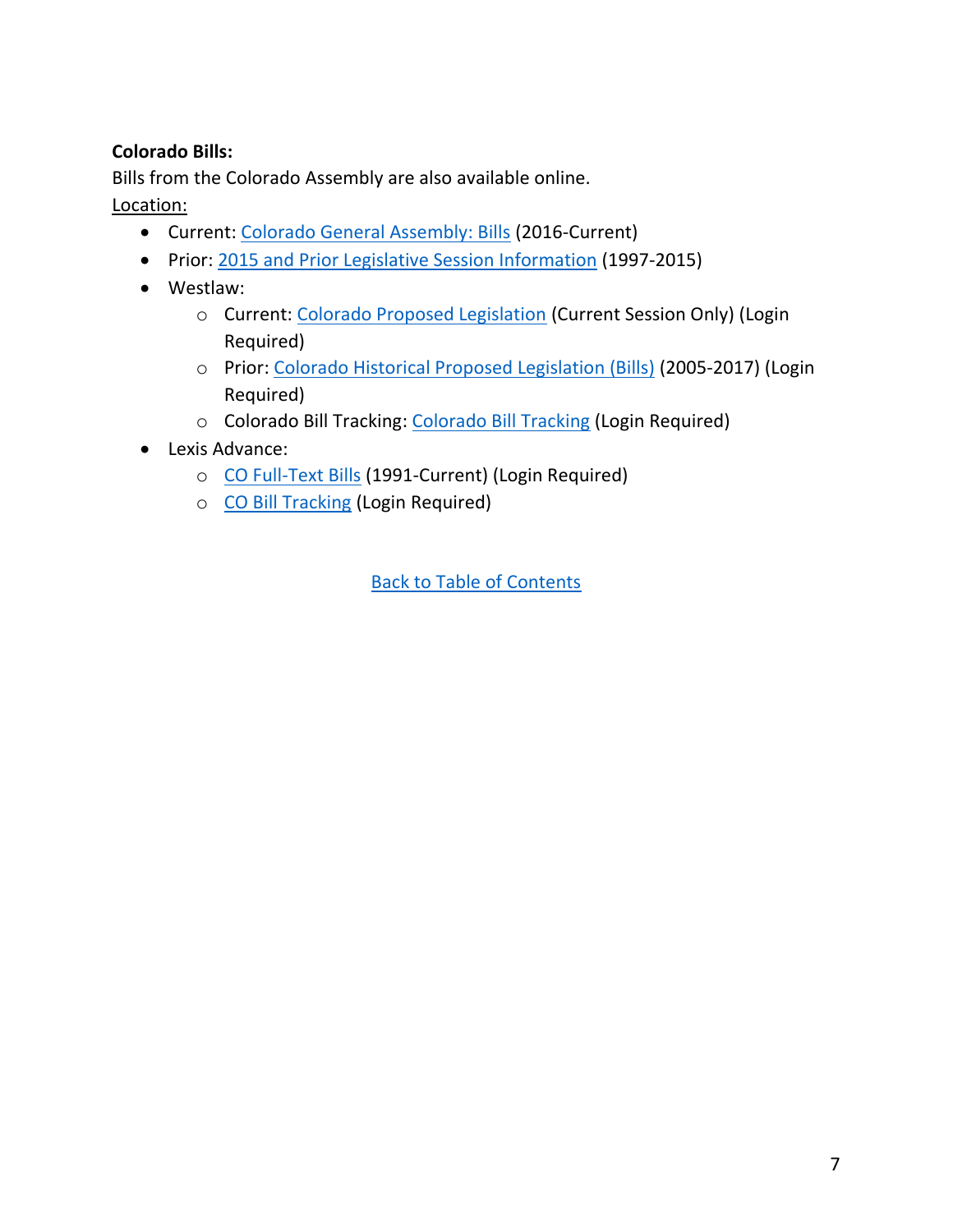**Colorado Bills:**

Bills from the Colorado Assembly are also available online.

Location:

- Current: Colorado General Assembly: Bills (2016-Current)
- Prior: 2015 and Prior Legislative Session Information (1997-2015)
- Westlaw:
  - Current: Colorado Proposed Legislation (Current Session Only) (Login Required)
  - Prior: Colorado Historical Proposed Legislation (Bills) (2005-2017) (Login Required)
  - Colorado Bill Tracking: Colorado Bill Tracking (Login Required)
- Lexis Advance:
  - CO Full-Text Bills (1991-Current) (Login Required)
  - CO Bill Tracking (Login Required)

Back to Table of Contents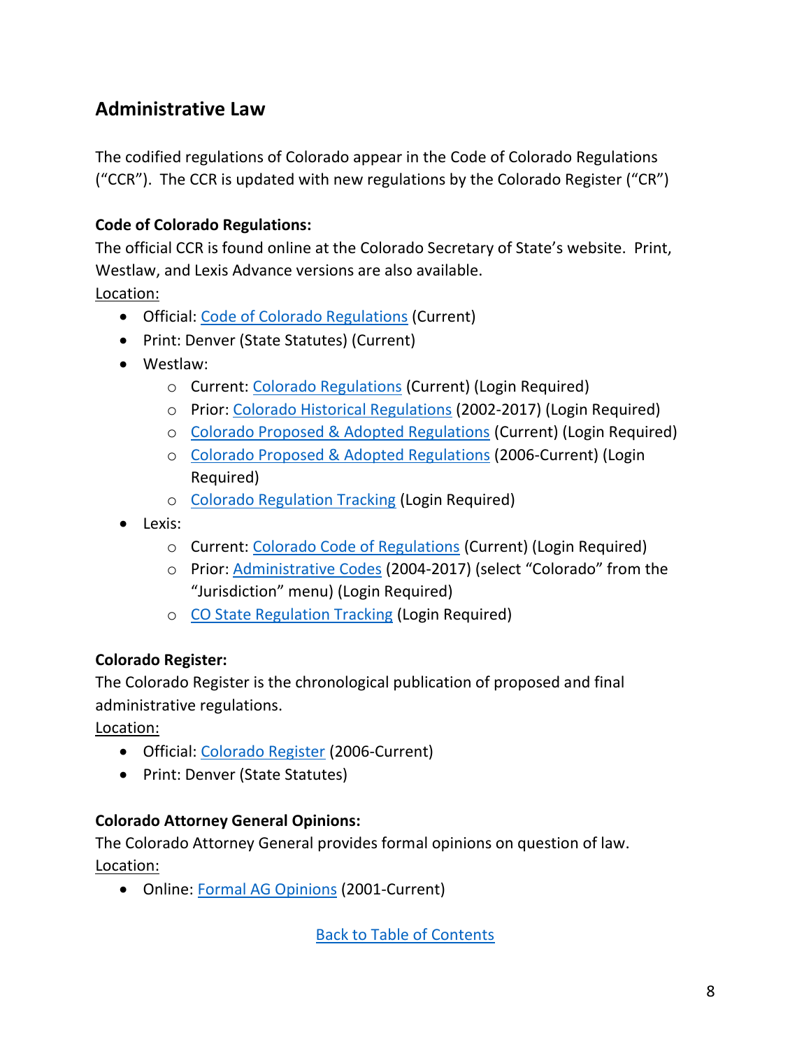## Administrative Law

The codified regulations of Colorado appear in the Code of Colorado Regulations ("CCR"). The CCR is updated with new regulations by the Colorado Register ("CR")

**Code of Colorado Regulations:**
The official CCR is found online at the Colorado Secretary of State's website. Print, Westlaw, and Lexis Advance versions are also available.
Location:

- Official: Code of Colorado Regulations (Current)
- Print: Denver (State Statutes) (Current)
- Westlaw:
  - Current: Colorado Regulations (Current) (Login Required)
  - Prior: Colorado Historical Regulations (2002-2017) (Login Required)
  - Colorado Proposed & Adopted Regulations (Current) (Login Required)
  - Colorado Proposed & Adopted Regulations (2006-Current) (Login Required)
  - Colorado Regulation Tracking (Login Required)
- Lexis:
  - Current: Colorado Code of Regulations (Current) (Login Required)
  - Prior: Administrative Codes (2004-2017) (select "Colorado" from the "Jurisdiction" menu) (Login Required)
  - CO State Regulation Tracking (Login Required)

**Colorado Register:**
The Colorado Register is the chronological publication of proposed and final administrative regulations.
Location:

- Official: Colorado Register (2006-Current)
- Print: Denver (State Statutes)

**Colorado Attorney General Opinions:**
The Colorado Attorney General provides formal opinions on question of law.
Location:

- Online: Formal AG Opinions (2001-Current)

Back to Table of Contents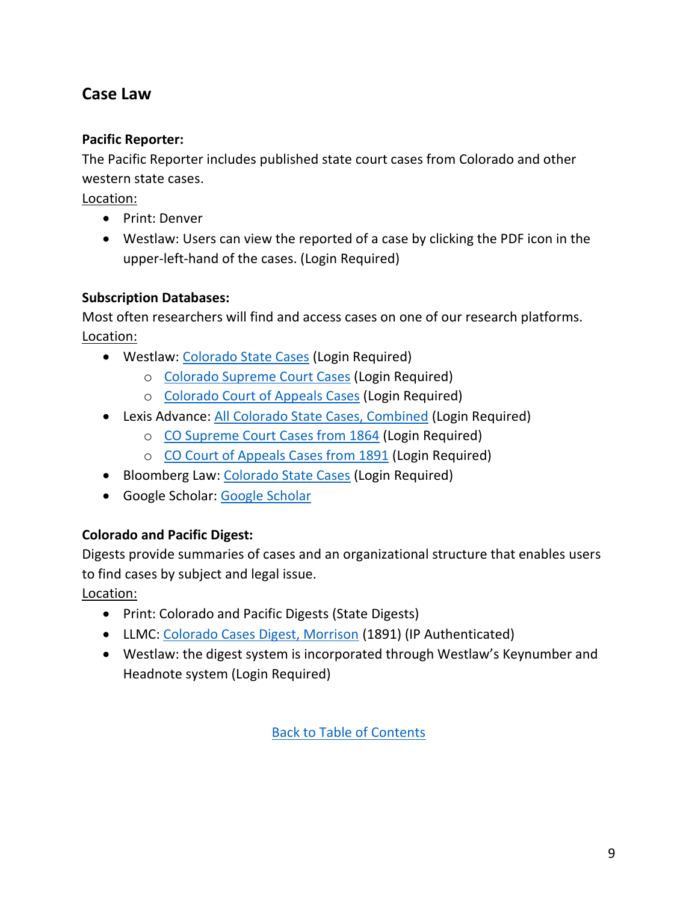## Case Law

**Pacific Reporter:**

The Pacific Reporter includes published state court cases from Colorado and other western state cases.

<u>Location:</u>

- Print: Denver
- Westlaw: Users can view the reported of a case by clicking the PDF icon in the upper-left-hand of the cases. (Login Required)

**Subscription Databases:**

Most often researchers will find and access cases on one of our research platforms.

<u>Location:</u>

- Westlaw: Colorado State Cases (Login Required)
  - Colorado Supreme Court Cases (Login Required)
  - Colorado Court of Appeals Cases (Login Required)
- Lexis Advance: All Colorado State Cases, Combined (Login Required)
  - CO Supreme Court Cases from 1864 (Login Required)
  - CO Court of Appeals Cases from 1891 (Login Required)
- Bloomberg Law: Colorado State Cases (Login Required)
- Google Scholar: Google Scholar

**Colorado and Pacific Digest:**

Digests provide summaries of cases and an organizational structure that enables users to find cases by subject and legal issue.

<u>Location:</u>

- Print: Colorado and Pacific Digests (State Digests)
- LLMC: Colorado Cases Digest, Morrison (1891) (IP Authenticated)
- Westlaw: the digest system is incorporated through Westlaw's Keynumber and Headnote system (Login Required)

Back to Table of Contents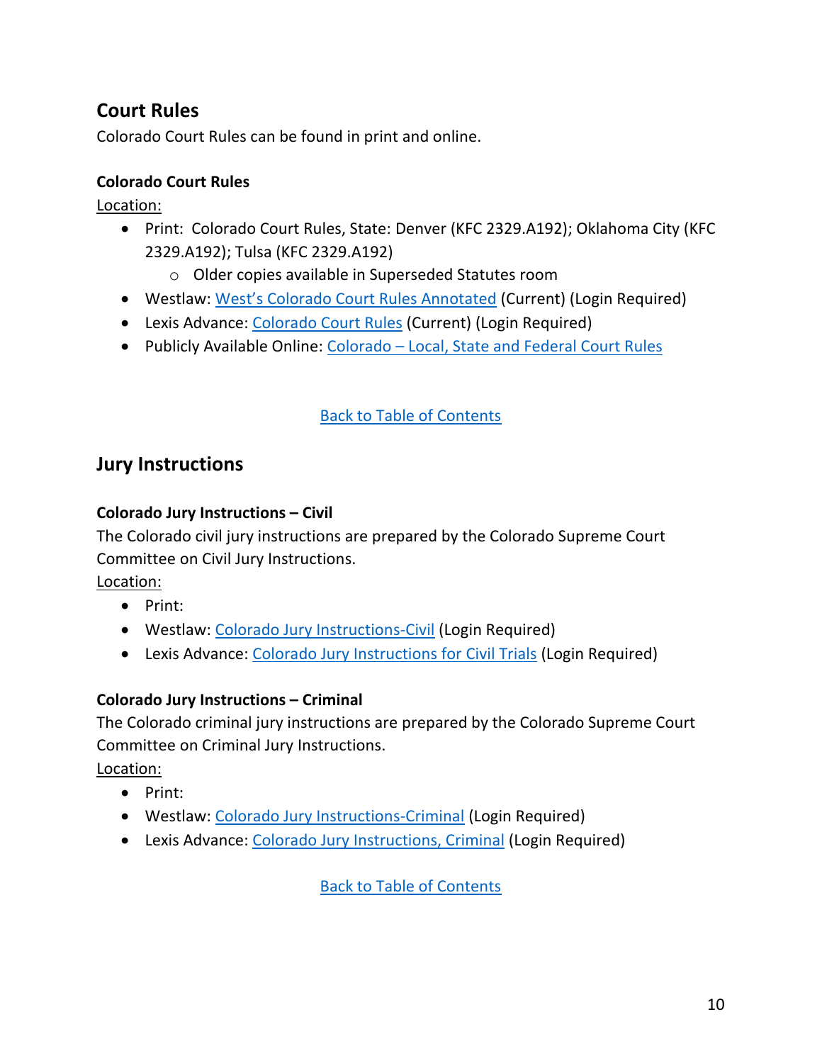## Court Rules

Colorado Court Rules can be found in print and online.

### Colorado Court Rules

Location:

- Print: Colorado Court Rules, State: Denver (KFC 2329.A192); Oklahoma City (KFC 2329.A192); Tulsa (KFC 2329.A192)
    - Older copies available in Superseded Statutes room
- Westlaw: West's Colorado Court Rules Annotated (Current) (Login Required)
- Lexis Advance: Colorado Court Rules (Current) (Login Required)
- Publicly Available Online: Colorado – Local, State and Federal Court Rules

Back to Table of Contents

## Jury Instructions

### Colorado Jury Instructions – Civil

The Colorado civil jury instructions are prepared by the Colorado Supreme Court Committee on Civil Jury Instructions.

Location:

- Print:
- Westlaw: Colorado Jury Instructions-Civil (Login Required)
- Lexis Advance: Colorado Jury Instructions for Civil Trials (Login Required)

### Colorado Jury Instructions – Criminal

The Colorado criminal jury instructions are prepared by the Colorado Supreme Court Committee on Criminal Jury Instructions.

Location:

- Print:
- Westlaw: Colorado Jury Instructions-Criminal (Login Required)
- Lexis Advance: Colorado Jury Instructions, Criminal (Login Required)

Back to Table of Contents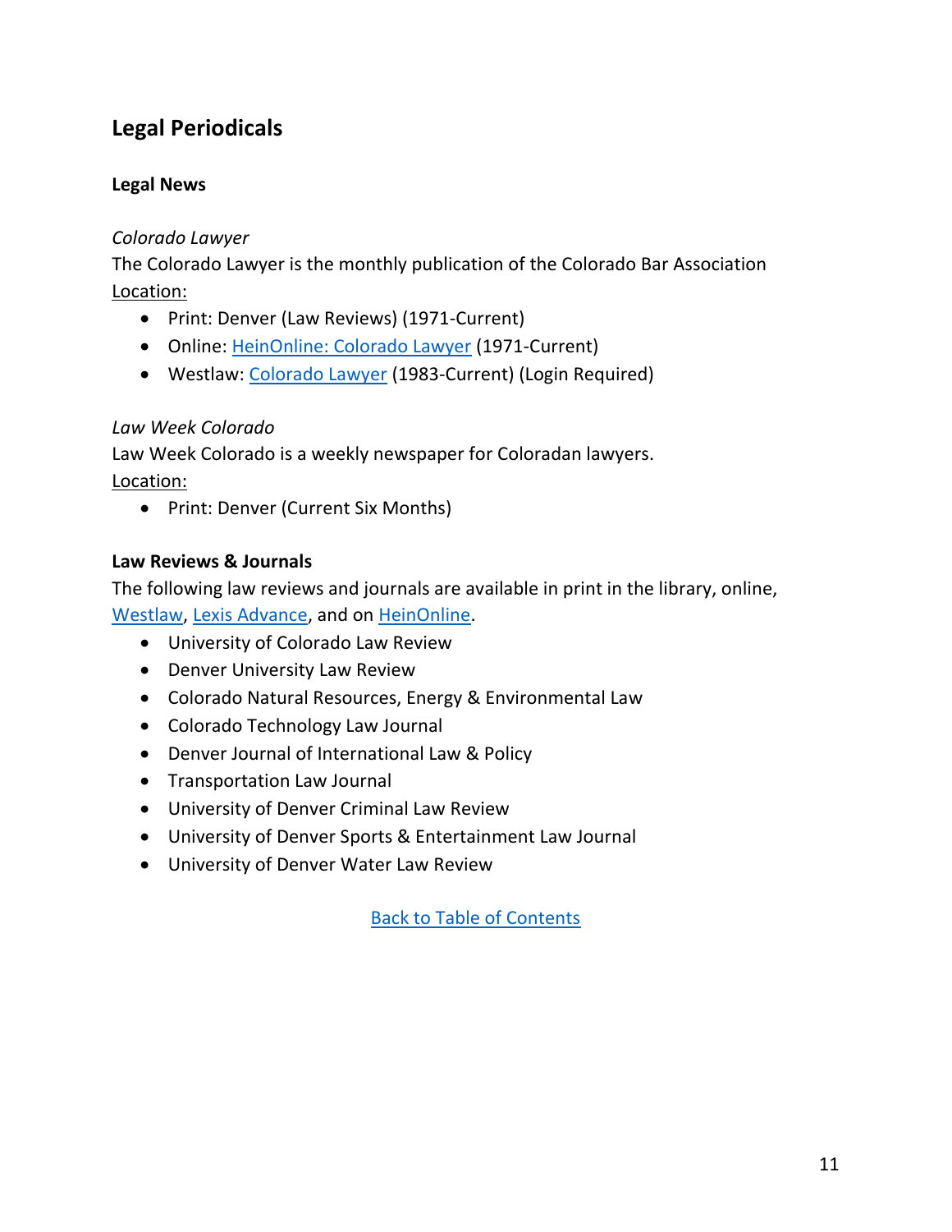## Legal Periodicals

### Legal News

*Colorado Lawyer*

The Colorado Lawyer is the monthly publication of the Colorado Bar Association

Location:

- Print: Denver (Law Reviews) (1971-Current)
- Online: HeinOnline: Colorado Lawyer (1971-Current)
- Westlaw: Colorado Lawyer (1983-Current) (Login Required)

*Law Week Colorado*

Law Week Colorado is a weekly newspaper for Coloradan lawyers.

Location:

- Print: Denver (Current Six Months)

### Law Reviews & Journals

The following law reviews and journals are available in print in the library, online, Westlaw, Lexis Advance, and on HeinOnline.

- University of Colorado Law Review
- Denver University Law Review
- Colorado Natural Resources, Energy & Environmental Law
- Colorado Technology Law Journal
- Denver Journal of International Law & Policy
- Transportation Law Journal
- University of Denver Criminal Law Review
- University of Denver Sports & Entertainment Law Journal
- University of Denver Water Law Review

Back to Table of Contents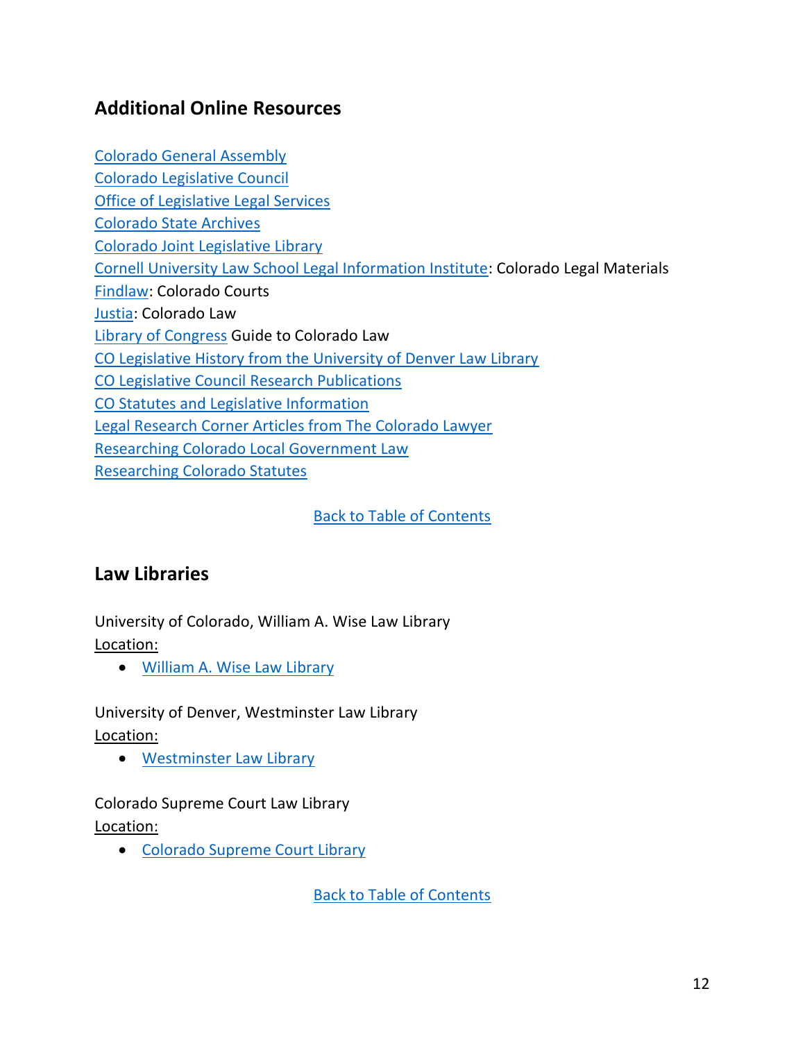## Additional Online Resources

Colorado General Assembly
Colorado Legislative Council
Office of Legislative Legal Services
Colorado State Archives
Colorado Joint Legislative Library
Cornell University Law School Legal Information Institute: Colorado Legal Materials
Findlaw: Colorado Courts
Justia: Colorado Law
Library of Congress Guide to Colorado Law
CO Legislative History from the University of Denver Law Library
CO Legislative Council Research Publications
CO Statutes and Legislative Information
Legal Research Corner Articles from The Colorado Lawyer
Researching Colorado Local Government Law
Researching Colorado Statutes

Back to Table of Contents

## Law Libraries

University of Colorado, William A. Wise Law Library
Location:

- William A. Wise Law Library

University of Denver, Westminster Law Library
Location:

- Westminster Law Library

Colorado Supreme Court Law Library
Location:

- Colorado Supreme Court Library

Back to Table of Contents